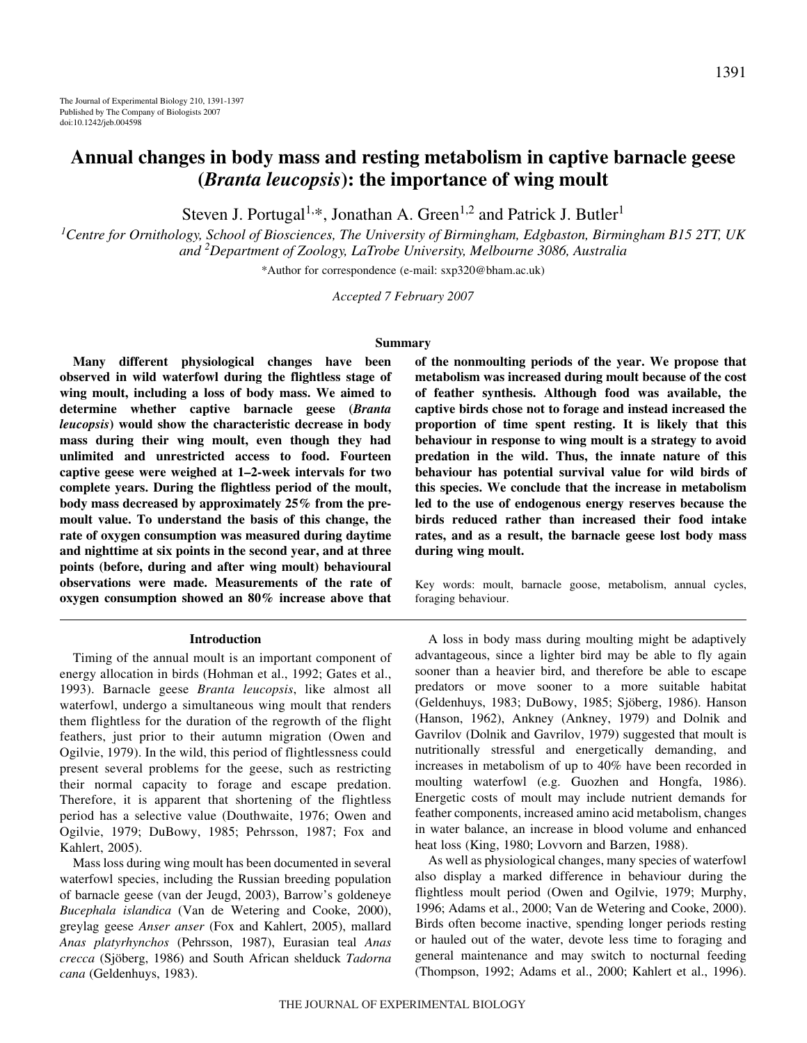# Annual changes in body mass and resting metabolism in captive barnacle geese (*Branta leucopsis*): the importance of wing moult

Steven J. Portugal[1,*], Jonathan A. Green[1,2] and Patrick J. Butler[1]

[1]Centre for Ornithology, School of Biosciences, The University of Birmingham, Edgbaston, Birmingham B15 2TT, UK and [2]Department of Zoology, LaTrobe University, Melbourne 3086, Australia

*Author for correspondence (e-mail: sxp320@bham.ac.uk)

*Accepted 7 February 2007*

## Summary

**Many different physiological changes have been observed in wild waterfowl during the flightless stage of wing moult, including a loss of body mass. We aimed to determine whether captive barnacle geese (*Branta leucopsis*) would show the characteristic decrease in body mass during their wing moult, even though they had unlimited and unrestricted access to food. Fourteen captive geese were weighed at 1–2-week intervals for two complete years. During the flightless period of the moult, body mass decreased by approximately 25% from the pre-moult value. To understand the basis of this change, the rate of oxygen consumption was measured during daytime and nighttime at six points in the second year, and at three points (before, during and after wing moult) behavioural observations were made. Measurements of the rate of oxygen consumption showed an 80% increase above that of the nonmoulting periods of the year. We propose that metabolism was increased during moult because of the cost of feather synthesis. Although food was available, the captive birds chose not to forage and instead increased the proportion of time spent resting. It is likely that this behaviour in response to wing moult is a strategy to avoid predation in the wild. Thus, the innate nature of this behaviour has potential survival value for wild birds of this species. We conclude that the increase in metabolism led to the use of endogenous energy reserves because the birds reduced rather than increased their food intake rates, and as a result, the barnacle geese lost body mass during wing moult.**

Key words: moult, barnacle goose, metabolism, annual cycles, foraging behaviour.

## Introduction

Timing of the annual moult is an important component of energy allocation in birds (Hohman et al., 1992; Gates et al., 1993). Barnacle geese *Branta leucopsis*, like almost all waterfowl, undergo a simultaneous wing moult that renders them flightless for the duration of the regrowth of the flight feathers, just prior to their autumn migration (Owen and Ogilvie, 1979). In the wild, this period of flightlessness could present several problems for the geese, such as restricting their normal capacity to forage and escape predation. Therefore, it is apparent that shortening of the flightless period has a selective value (Douthwaite, 1976; Owen and Ogilvie, 1979; DuBowy, 1985; Pehrsson, 1987; Fox and Kahlert, 2005).

Mass loss during wing moult has been documented in several waterfowl species, including the Russian breeding population of barnacle geese (van der Jeugd, 2003), Barrow's goldeneye *Bucephala islandica* (Van de Wetering and Cooke, 2000), greylag geese *Anser anser* (Fox and Kahlert, 2005), mallard *Anas platyrhynchos* (Pehrsson, 1987), Eurasian teal *Anas crecca* (Sjöberg, 1986) and South African shelduck *Tadorna cana* (Geldenhuys, 1983).

A loss in body mass during moulting might be adaptively advantageous, since a lighter bird may be able to fly again sooner than a heavier bird, and therefore be able to escape predators or move sooner to a more suitable habitat (Geldenhuys, 1983; DuBowy, 1985; Sjöberg, 1986). Hanson (Hanson, 1962), Ankney (Ankney, 1979) and Dolnik and Gavrilov (Dolnik and Gavrilov, 1979) suggested that moult is nutritionally stressful and energetically demanding, and increases in metabolism of up to 40% have been recorded in moulting waterfowl (e.g. Guozhen and Hongfa, 1986). Energetic costs of moult may include nutrient demands for feather components, increased amino acid metabolism, changes in water balance, an increase in blood volume and enhanced heat loss (King, 1980; Lovvorn and Barzen, 1988).

As well as physiological changes, many species of waterfowl also display a marked difference in behaviour during the flightless moult period (Owen and Ogilvie, 1979; Murphy, 1996; Adams et al., 2000; Van de Wetering and Cooke, 2000). Birds often become inactive, spending longer periods resting or hauled out of the water, devote less time to foraging and general maintenance and may switch to nocturnal feeding (Thompson, 1992; Adams et al., 2000; Kahlert et al., 1996).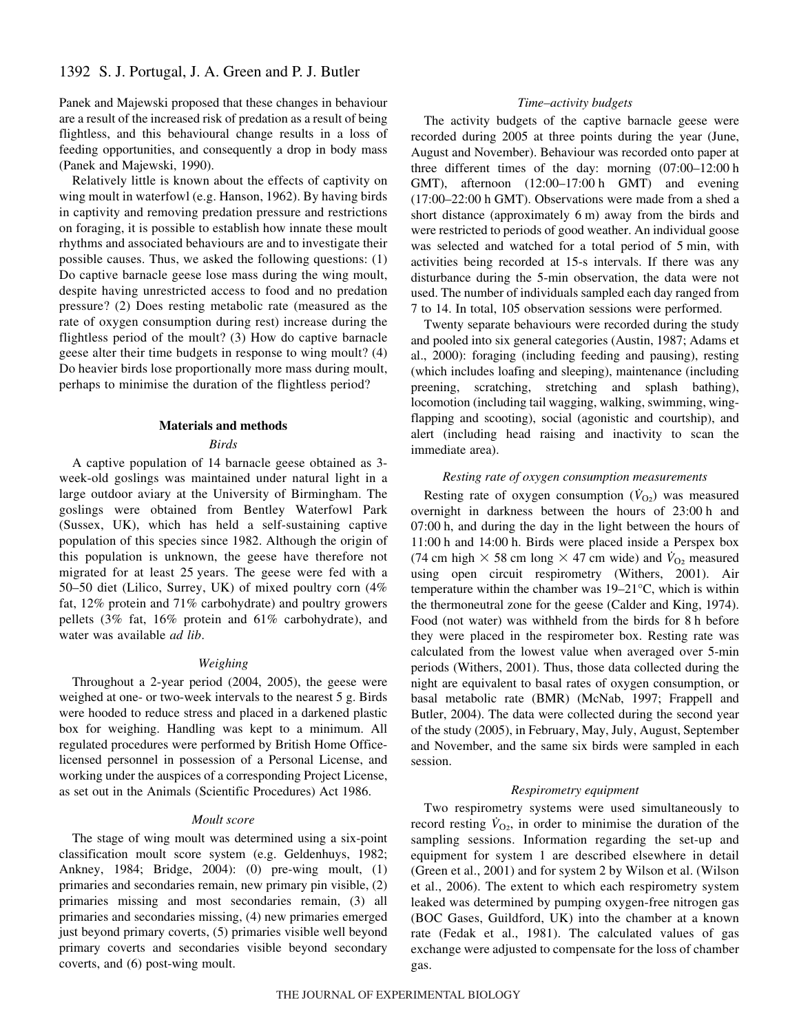Panek and Majewski proposed that these changes in behaviour are a result of the increased risk of predation as a result of being flightless, and this behavioural change results in a loss of feeding opportunities, and consequently a drop in body mass (Panek and Majewski, 1990).

Relatively little is known about the effects of captivity on wing moult in waterfowl (e.g. Hanson, 1962). By having birds in captivity and removing predation pressure and restrictions on foraging, it is possible to establish how innate these moult rhythms and associated behaviours are and to investigate their possible causes. Thus, we asked the following questions: (1) Do captive barnacle geese lose mass during the wing moult, despite having unrestricted access to food and no predation pressure? (2) Does resting metabolic rate (measured as the rate of oxygen consumption during rest) increase during the flightless period of the moult? (3) How do captive barnacle geese alter their time budgets in response to wing moult? (4) Do heavier birds lose proportionally more mass during moult, perhaps to minimise the duration of the flightless period?

## Materials and methods

### *Birds*

A captive population of 14 barnacle geese obtained as 3-week-old goslings was maintained under natural light in a large outdoor aviary at the University of Birmingham. The goslings were obtained from Bentley Waterfowl Park (Sussex, UK), which has held a self-sustaining captive population of this species since 1982. Although the origin of this population is unknown, the geese have therefore not migrated for at least 25 years. The geese were fed with a 50–50 diet (Lilico, Surrey, UK) of mixed poultry corn (4% fat, 12% protein and 71% carbohydrate) and poultry growers pellets (3% fat, 16% protein and 61% carbohydrate), and water was available *ad lib*.

### *Weighing*

Throughout a 2-year period (2004, 2005), the geese were weighed at one- or two-week intervals to the nearest 5 g. Birds were hooded to reduce stress and placed in a darkened plastic box for weighing. Handling was kept to a minimum. All regulated procedures were performed by British Home Office-licensed personnel in possession of a Personal License, and working under the auspices of a corresponding Project License, as set out in the Animals (Scientific Procedures) Act 1986.

### *Moult score*

The stage of wing moult was determined using a six-point classification moult score system (e.g. Geldenhuys, 1982; Ankney, 1984; Bridge, 2004): (0) pre-wing moult, (1) primaries and secondaries remain, new primary pin visible, (2) primaries missing and most secondaries remain, (3) all primaries and secondaries missing, (4) new primaries emerged just beyond primary coverts, (5) primaries visible well beyond primary coverts and secondaries visible beyond secondary coverts, and (6) post-wing moult.

### *Time–activity budgets*

The activity budgets of the captive barnacle geese were recorded during 2005 at three points during the year (June, August and November). Behaviour was recorded onto paper at three different times of the day: morning (07:00–12:00 h GMT), afternoon (12:00–17:00 h GMT) and evening (17:00–22:00 h GMT). Observations were made from a shed a short distance (approximately 6 m) away from the birds and were restricted to periods of good weather. An individual goose was selected and watched for a total period of 5 min, with activities being recorded at 15-s intervals. If there was any disturbance during the 5-min observation, the data were not used. The number of individuals sampled each day ranged from 7 to 14. In total, 105 observation sessions were performed.

Twenty separate behaviours were recorded during the study and pooled into six general categories (Austin, 1987; Adams et al., 2000): foraging (including feeding and pausing), resting (which includes loafing and sleeping), maintenance (including preening, scratching, stretching and splash bathing), locomotion (including tail wagging, walking, swimming, wing-flapping and scooting), social (agonistic and courtship), and alert (including head raising and inactivity to scan the immediate area).

### *Resting rate of oxygen consumption measurements*

Resting rate of oxygen consumption ($\dot{V}_{O_2}$) was measured overnight in darkness between the hours of 23:00 h and 07:00 h, and during the day in the light between the hours of 11:00 h and 14:00 h. Birds were placed inside a Perspex box (74 cm high × 58 cm long × 47 cm wide) and $\dot{V}_{O_2}$ measured using open circuit respirometry (Withers, 2001). Air temperature within the chamber was 19–21°C, which is within the thermoneutral zone for the geese (Calder and King, 1974). Food (not water) was withheld from the birds for 8 h before they were placed in the respirometer box. Resting rate was calculated from the lowest value when averaged over 5-min periods (Withers, 2001). Thus, those data collected during the night are equivalent to basal rates of oxygen consumption, or basal metabolic rate (BMR) (McNab, 1997; Frappell and Butler, 2004). The data were collected during the second year of the study (2005), in February, May, July, August, September and November, and the same six birds were sampled in each session.

### *Respirometry equipment*

Two respirometry systems were used simultaneously to record resting $\dot{V}_{O_2}$, in order to minimise the duration of the sampling sessions. Information regarding the set-up and equipment for system 1 are described elsewhere in detail (Green et al., 2001) and for system 2 by Wilson et al. (Wilson et al., 2006). The extent to which each respirometry system leaked was determined by pumping oxygen-free nitrogen gas (BOC Gases, Guildford, UK) into the chamber at a known rate (Fedak et al., 1981). The calculated values of gas exchange were adjusted to compensate for the loss of chamber gas.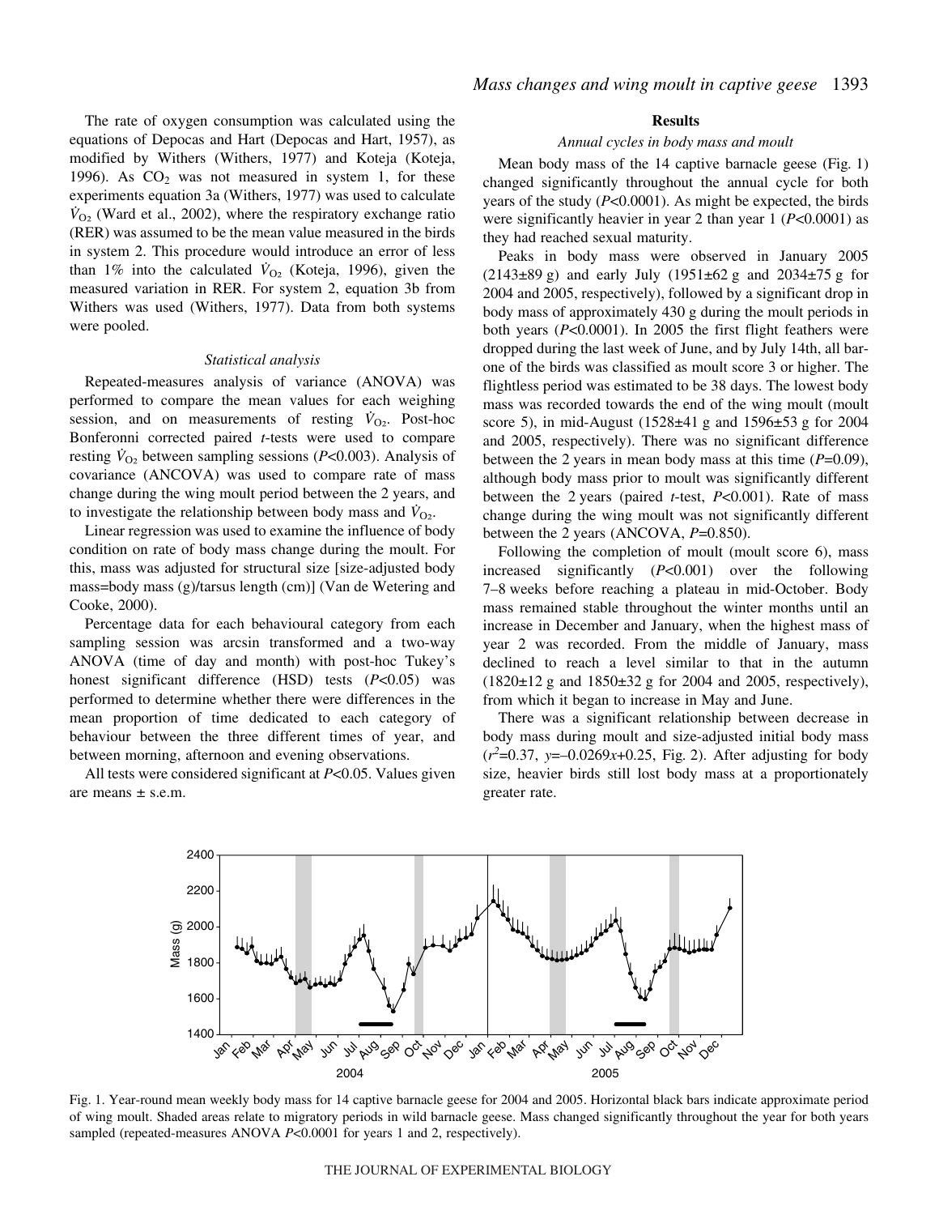The rate of oxygen consumption was calculated using the equations of Depocas and Hart (Depocas and Hart, 1957), as modified by Withers (Withers, 1977) and Koteja (Koteja, 1996). As $CO_2$ was not measured in system 1, for these experiments equation 3a (Withers, 1977) was used to calculate $\dot{V}_{O_2}$ (Ward et al., 2002), where the respiratory exchange ratio (RER) was assumed to be the mean value measured in the birds in system 2. This procedure would introduce an error of less than 1% into the calculated $\dot{V}_{O_2}$ (Koteja, 1996), given the measured variation in RER. For system 2, equation 3b from Withers was used (Withers, 1977). Data from both systems were pooled.

### *Statistical analysis*

Repeated-measures analysis of variance (ANOVA) was performed to compare the mean values for each weighing session, and on measurements of resting $\dot{V}_{O_2}$. Post-hoc Bonferonni corrected paired *t*-tests were used to compare resting $\dot{V}_{O_2}$ between sampling sessions ($P<0.003$). Analysis of covariance (ANCOVA) was used to compare rate of mass change during the wing moult period between the 2 years, and to investigate the relationship between body mass and $\dot{V}_{O_2}$.

Linear regression was used to examine the influence of body condition on rate of body mass change during the moult. For this, mass was adjusted for structural size [size-adjusted body mass=body mass (g)/tarsus length (cm)] (Van de Wetering and Cooke, 2000).

Percentage data for each behavioural category from each sampling session was arcsin transformed and a two-way ANOVA (time of day and month) with post-hoc Tukey's honest significant difference (HSD) tests ($P<0.05$) was performed to determine whether there were differences in the mean proportion of time dedicated to each category of behaviour between the three different times of year, and between morning, afternoon and evening observations.

All tests were considered significant at $P<0.05$. Values given are means ± s.e.m.

## Results

### *Annual cycles in body mass and moult*

Mean body mass of the 14 captive barnacle geese (Fig. 1) changed significantly throughout the annual cycle for both years of the study ($P<0.0001$). As might be expected, the birds were significantly heavier in year 2 than year 1 ($P<0.0001$) as they had reached sexual maturity.

Peaks in body mass were observed in January 2005 (2143±89 g) and early July (1951±62 g and 2034±75 g for 2004 and 2005, respectively), followed by a significant drop in body mass of approximately 430 g during the moult periods in both years ($P<0.0001$). In 2005 the first flight feathers were dropped during the last week of June, and by July 14th, all barone of the birds was classified as moult score 3 or higher. The flightless period was estimated to be 38 days. The lowest body mass was recorded towards the end of the wing moult (moult score 5), in mid-August (1528±41 g and 1596±53 g for 2004 and 2005, respectively). There was no significant difference between the 2 years in mean body mass at this time ($P=0.09$), although body mass prior to moult was significantly different between the 2 years (paired *t*-test, $P<0.001$). Rate of mass change during the wing moult was not significantly different between the 2 years (ANCOVA, $P=0.850$).

Following the completion of moult (moult score 6), mass increased significantly ($P<0.001$) over the following 7–8 weeks before reaching a plateau in mid-October. Body mass remained stable throughout the winter months until an increase in December and January, when the highest mass of year 2 was recorded. From the middle of January, mass declined to reach a level similar to that in the autumn (1820±12 g and 1850±32 g for 2004 and 2005, respectively), from which it began to increase in May and June.

There was a significant relationship between decrease in body mass during moult and size-adjusted initial body mass ($r^2=0.37$, $y=-0.0269x+0.25$, Fig. 2). After adjusting for body size, heavier birds still lost body mass at a proportionately greater rate.

Fig. 1. Year-round mean weekly body mass for 14 captive barnacle geese for 2004 and 2005. Horizontal black bars indicate approximate period of wing moult. Shaded areas relate to migratory periods in wild barnacle geese. Mass changed significantly throughout the year for both years sampled (repeated-measures ANOVA $P<0.0001$ for years 1 and 2, respectively).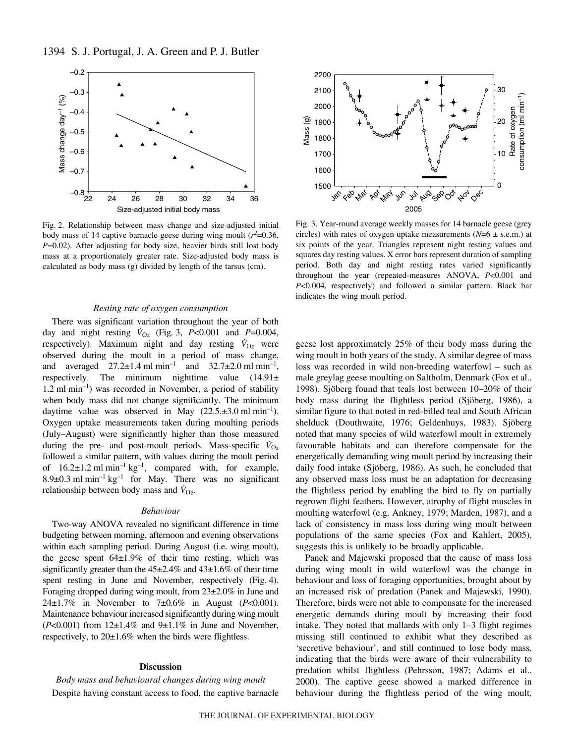Fig. 2. Relationship between mass change and size-adjusted initial body mass of 14 captive barnacle geese during wing moult ($r^2$=0.36, *P*=0.02). After adjusting for body size, heavier birds still lost body mass at a proportionately greater rate. Size-adjusted body mass is calculated as body mass (g) divided by length of the tarsus (cm).

Fig. 3. Year-round average weekly masses for 14 barnacle geese (grey circles) with rates of oxygen uptake measurements (*N*=6 ± s.e.m.) at six points of the year. Triangles represent night resting values and squares day resting values. X error bars represent duration of sampling period. Both day and night resting rates varied significantly throughout the year (repeated-measures ANOVA, *P*<0.001 and *P*<0.004, respectively) and followed a similar pattern. Black bar indicates the wing moult period.

### *Resting rate of oxygen consumption*

There was significant variation throughout the year of both day and night resting $\dot{V}_{O_2}$ (Fig. 3, *P*<0.001 and *P*=0.004, respectively). Maximum night and day resting $\dot{V}_{O_2}$ were observed during the moult in a period of mass change, and averaged 27.2±1.4 ml min$^{-1}$ and 32.7±2.0 ml min$^{-1}$, respectively. The minimum nighttime value (14.91±1.2 ml min$^{-1}$) was recorded in November, a period of stability when body mass did not change significantly. The minimum daytime value was observed in May (22.5.±3.0 ml min$^{-1}$). Oxygen uptake measurements taken during moulting periods (July–August) were significantly higher than those measured during the pre- and post-moult periods. Mass-specific $\dot{V}_{O_2}$ followed a similar pattern, with values during the moult period of 16.2±1.2 ml min$^{-1}$ kg$^{-1}$, compared with, for example, 8.9±0.3 ml min$^{-1}$ kg$^{-1}$ for May. There was no significant relationship between body mass and $\dot{V}_{O_2}$.

### *Behaviour*

Two-way ANOVA revealed no significant difference in time budgeting between morning, afternoon and evening observations within each sampling period. During August (i.e. wing moult), the geese spent 64±1.9% of their time resting, which was significantly greater than the 45±2.4% and 43±1.6% of their time spent resting in June and November, respectively (Fig. 4). Foraging dropped during wing moult, from 23±2.0% in June and 24±1.7% in November to 7±0.6% in August (*P*<0.001). Maintenance behaviour increased significantly during wing moult (*P*<0.001) from 12±1.4% and 9±1.1% in June and November, respectively, to 20±1.6% when the birds were flightless.

## Discussion

### *Body mass and behavioural changes during wing moult*

Despite having constant access to food, the captive barnacle geese lost approximately 25% of their body mass during the wing moult in both years of the study. A similar degree of mass loss was recorded in wild non-breeding waterfowl – such as male greylag geese moulting on Saltholm, Denmark (Fox et al., 1998). Sjöberg found that teals lost between 10–20% of their body mass during the flightless period (Sjöberg, 1986), a similar figure to that noted in red-billed teal and South African shelduck (Douthwaite, 1976; Geldenhuys, 1983). Sjöberg noted that many species of wild waterfowl moult in extremely favourable habitats and can therefore compensate for the energetically demanding wing moult period by increasing their daily food intake (Sjöberg, 1986). As such, he concluded that any observed mass loss must be an adaptation for decreasing the flightless period by enabling the bird to fly on partially regrown flight feathers. However, atrophy of flight muscles in moulting waterfowl (e.g. Ankney, 1979; Marden, 1987), and a lack of consistency in mass loss during wing moult between populations of the same species (Fox and Kahlert, 2005), suggests this is unlikely to be broadly applicable.

Panek and Majewski proposed that the cause of mass loss during wing moult in wild waterfowl was the change in behaviour and loss of foraging opportunities, brought about by an increased risk of predation (Panek and Majewski, 1990). Therefore, birds were not able to compensate for the increased energetic demands during moult by increasing their food intake. They noted that mallards with only 1–3 flight regimes missing still continued to exhibit what they described as 'secretive behaviour', and still continued to lose body mass, indicating that the birds were aware of their vulnerability to predation whilst flightless (Pehrsson, 1987; Adams et al., 2000). The captive geese showed a marked difference in behaviour during the flightless period of the wing moult,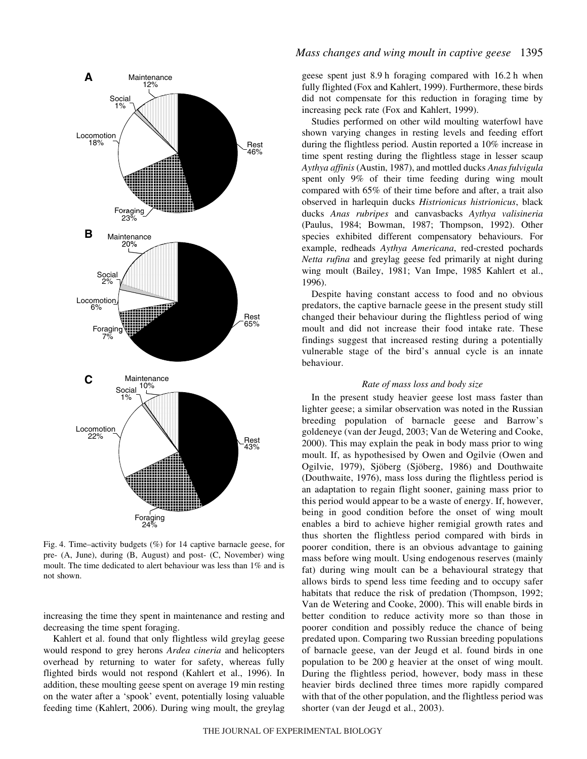Fig. 4. Time–activity budgets (%) for 14 captive barnacle geese, for pre- (A, June), during (B, August) and post- (C, November) wing moult. The time dedicated to alert behaviour was less than 1% and is not shown.

increasing the time they spent in maintenance and resting and decreasing the time spent foraging.

Kahlert et al. found that only flightless wild greylag geese would respond to grey herons *Ardea cineria* and helicopters overhead by returning to water for safety, whereas fully flighted birds would not respond (Kahlert et al., 1996). In addition, these moulting geese spent on average 19 min resting on the water after a 'spook' event, potentially losing valuable feeding time (Kahlert, 2006). During wing moult, the greylag geese spent just 8.9 h foraging compared with 16.2 h when fully flighted (Fox and Kahlert, 1999). Furthermore, these birds did not compensate for this reduction in foraging time by increasing peck rate (Fox and Kahlert, 1999).

Studies performed on other wild moulting waterfowl have shown varying changes in resting levels and feeding effort during the flightless period. Austin reported a 10% increase in time spent resting during the flightless stage in lesser scaup *Aythya affinis* (Austin, 1987), and mottled ducks *Anas fulvigula* spent only 9% of their time feeding during wing moult compared with 65% of their time before and after, a trait also observed in harlequin ducks *Histrionicus histrionicus*, black ducks *Anas rubripes* and canvasbacks *Aythya valisineria* (Paulus, 1984; Bowman, 1987; Thompson, 1992). Other species exhibited different compensatory behaviours. For example, redheads *Aythya Americana*, red-crested pochards *Netta rufina* and greylag geese fed primarily at night during wing moult (Bailey, 1981; Van Impe, 1985 Kahlert et al., 1996).

Despite having constant access to food and no obvious predators, the captive barnacle geese in the present study still changed their behaviour during the flightless period of wing moult and did not increase their food intake rate. These findings suggest that increased resting during a potentially vulnerable stage of the bird's annual cycle is an innate behaviour.

### *Rate of mass loss and body size*

In the present study heavier geese lost mass faster than lighter geese; a similar observation was noted in the Russian breeding population of barnacle geese and Barrow's goldeneye (van der Jeugd, 2003; Van de Wetering and Cooke, 2000). This may explain the peak in body mass prior to wing moult. If, as hypothesised by Owen and Ogilvie (Owen and Ogilvie, 1979), Sjöberg (Sjöberg, 1986) and Douthwaite (Douthwaite, 1976), mass loss during the flightless period is an adaptation to regain flight sooner, gaining mass prior to this period would appear to be a waste of energy. If, however, being in good condition before the onset of wing moult enables a bird to achieve higher remigial growth rates and thus shorten the flightless period compared with birds in poorer condition, there is an obvious advantage to gaining mass before wing moult. Using endogenous reserves (mainly fat) during wing moult can be a behavioural strategy that allows birds to spend less time feeding and to occupy safer habitats that reduce the risk of predation (Thompson, 1992; Van de Wetering and Cooke, 2000). This will enable birds in better condition to reduce activity more so than those in poorer condition and possibly reduce the chance of being predated upon. Comparing two Russian breeding populations of barnacle geese, van der Jeugd et al. found birds in one population to be 200 g heavier at the onset of wing moult. During the flightless period, however, body mass in these heavier birds declined three times more rapidly compared with that of the other population, and the flightless period was shorter (van der Jeugd et al., 2003).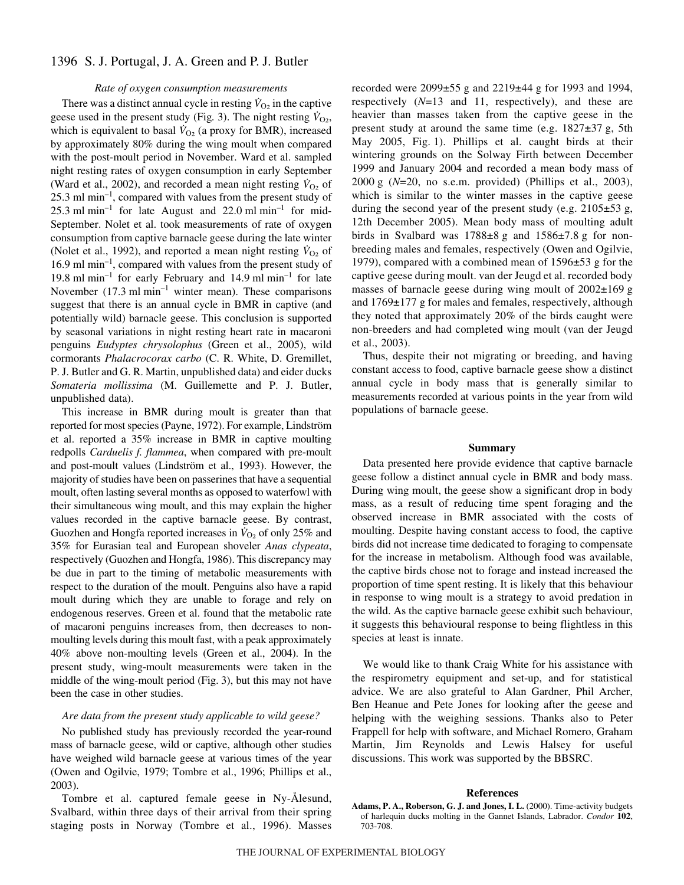### *Rate of oxygen consumption measurements*

There was a distinct annual cycle in resting $\dot{V}_{O_2}$ in the captive geese used in the present study (Fig. 3). The night resting $\dot{V}_{O_2}$, which is equivalent to basal $\dot{V}_{O_2}$ (a proxy for BMR), increased by approximately 80% during the wing moult when compared with the post-moult period in November. Ward et al. sampled night resting rates of oxygen consumption in early September (Ward et al., 2002), and recorded a mean night resting $\dot{V}_{O_2}$ of 25.3 ml min$^{-1}$, compared with values from the present study of 25.3 ml min$^{-1}$ for late August and 22.0 ml min$^{-1}$ for mid-September. Nolet et al. took measurements of rate of oxygen consumption from captive barnacle geese during the late winter (Nolet et al., 1992), and reported a mean night resting $\dot{V}_{O_2}$ of 16.9 ml min$^{-1}$, compared with values from the present study of 19.8 ml min$^{-1}$ for early February and 14.9 ml min$^{-1}$ for late November (17.3 ml min$^{-1}$ winter mean). These comparisons suggest that there is an annual cycle in BMR in captive (and potentially wild) barnacle geese. This conclusion is supported by seasonal variations in night resting heart rate in macaroni penguins *Eudyptes chrysolophus* (Green et al., 2005), wild cormorants *Phalacrocorax carbo* (C. R. White, D. Gremillet, P. J. Butler and G. R. Martin, unpublished data) and eider ducks *Somateria mollissima* (M. Guillemette and P. J. Butler, unpublished data).

This increase in BMR during moult is greater than that reported for most species (Payne, 1972). For example, Lindström et al. reported a 35% increase in BMR in captive moulting redpolls *Carduelis f. flammea*, when compared with pre-moult and post-moult values (Lindström et al., 1993). However, the majority of studies have been on passerines that have a sequential moult, often lasting several months as opposed to waterfowl with their simultaneous wing moult, and this may explain the higher values recorded in the captive barnacle geese. By contrast, Guozhen and Hongfa reported increases in $\dot{V}_{O_2}$ of only 25% and 35% for Eurasian teal and European shoveler *Anas clypeata*, respectively (Guozhen and Hongfa, 1986). This discrepancy may be due in part to the timing of metabolic measurements with respect to the duration of the moult. Penguins also have a rapid moult during which they are unable to forage and rely on endogenous reserves. Green et al. found that the metabolic rate of macaroni penguins increases from, then decreases to non-moulting levels during this moult fast, with a peak approximately 40% above non-moulting levels (Green et al., 2004). In the present study, wing-moult measurements were taken in the middle of the wing-moult period (Fig. 3), but this may not have been the case in other studies.

### *Are data from the present study applicable to wild geese?*

No published study has previously recorded the year-round mass of barnacle geese, wild or captive, although other studies have weighed wild barnacle geese at various times of the year (Owen and Ogilvie, 1979; Tombre et al., 1996; Phillips et al., 2003).

Tombre et al. captured female geese in Ny-Ålesund, Svalbard, within three days of their arrival from their spring staging posts in Norway (Tombre et al., 1996). Masses recorded were 2099±55 g and 2219±44 g for 1993 and 1994, respectively ($N$=13 and 11, respectively), and these are heavier than masses taken from the captive geese in the present study at around the same time (e.g. 1827±37 g, 5th May 2005, Fig. 1). Phillips et al. caught birds at their wintering grounds on the Solway Firth between December 1999 and January 2004 and recorded a mean body mass of 2000 g ($N$=20, no s.e.m. provided) (Phillips et al., 2003), which is similar to the winter masses in the captive geese during the second year of the present study (e.g. 2105±53 g, 12th December 2005). Mean body mass of moulting adult birds in Svalbard was 1788±8 g and 1586±7.8 g for non-breeding males and females, respectively (Owen and Ogilvie, 1979), compared with a combined mean of 1596±53 g for the captive geese during moult. van der Jeugd et al. recorded body masses of barnacle geese during wing moult of 2002±169 g and 1769±177 g for males and females, respectively, although they noted that approximately 20% of the birds caught were non-breeders and had completed wing moult (van der Jeugd et al., 2003).

Thus, despite their not migrating or breeding, and having constant access to food, captive barnacle geese show a distinct annual cycle in body mass that is generally similar to measurements recorded at various points in the year from wild populations of barnacle geese.

## Summary

Data presented here provide evidence that captive barnacle geese follow a distinct annual cycle in BMR and body mass. During wing moult, the geese show a significant drop in body mass, as a result of reducing time spent foraging and the observed increase in BMR associated with the costs of moulting. Despite having constant access to food, the captive birds did not increase time dedicated to foraging to compensate for the increase in metabolism. Although food was available, the captive birds chose not to forage and instead increased the proportion of time spent resting. It is likely that this behaviour in response to wing moult is a strategy to avoid predation in the wild. As the captive barnacle geese exhibit such behaviour, it suggests this behavioural response to being flightless in this species at least is innate.

We would like to thank Craig White for his assistance with the respirometry equipment and set-up, and for statistical advice. We are also grateful to Alan Gardner, Phil Archer, Ben Heanue and Pete Jones for looking after the geese and helping with the weighing sessions. Thanks also to Peter Frappell for help with software, and Michael Romero, Graham Martin, Jim Reynolds and Lewis Halsey for useful discussions. This work was supported by the BBSRC.

## References

**Adams, P. A., Roberson, G. J. and Jones, I. L.** (2000). Time-activity budgets of harlequin ducks molting in the Gannet Islands, Labrador. *Condor* **102**, 703-708.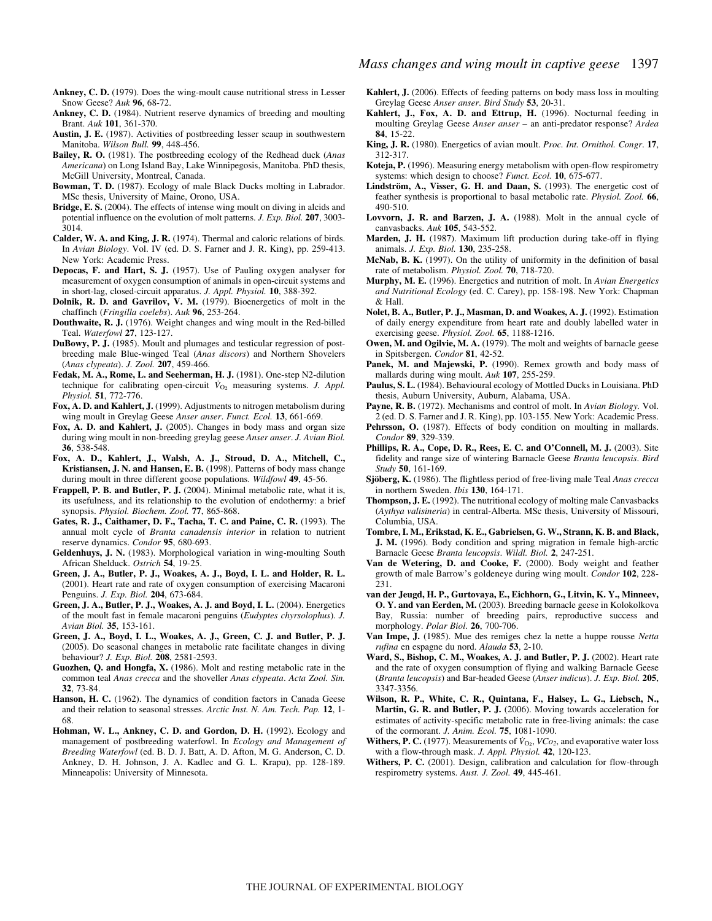**Ankney, C. D.** (1979). Does the wing-moult cause nutritional stress in Lesser Snow Geese? *Auk* **96**, 68-72.

**Ankney, C. D.** (1984). Nutrient reserve dynamics of breeding and moulting Brant. *Auk* **101**, 361-370.

**Austin, J. E.** (1987). Activities of postbreeding lesser scaup in southwestern Manitoba. *Wilson Bull.* **99**, 448-456.

**Bailey, R. O.** (1981). The postbreeding ecology of the Redhead duck (*Anas Americana*) on Long Island Bay, Lake Winnipegosis, Manitoba. PhD thesis, McGill University, Montreal, Canada.

**Bowman, T. D.** (1987). Ecology of male Black Ducks molting in Labrador. MSc thesis, University of Maine, Orono, USA.

**Bridge, E. S.** (2004). The effects of intense wing moult on diving in alcids and potential influence on the evolution of molt patterns. *J. Exp. Biol.* **207**, 3003-3014.

**Calder, W. A. and King, J. R.** (1974). Thermal and caloric relations of birds. In *Avian Biology*. Vol. IV (ed. D. S. Farner and J. R. King), pp. 259-413. New York: Academic Press.

**Depocas, F. and Hart, S. J.** (1957). Use of Pauling oxygen analyser for measurement of oxygen consumption of animals in open-circuit systems and in short-lag, closed-circuit apparatus. *J. Appl. Physiol.* **10**, 388-392.

**Dolnik, R. D. and Gavrilov, V. M.** (1979). Bioenergetics of molt in the chaffinch (*Fringilla coelebs*). *Auk* **96**, 253-264.

**Douthwaite, R. J.** (1976). Weight changes and wing moult in the Red-billed Teal. *Waterfowl* **27**, 123-127.

**DuBowy, P. J.** (1985). Moult and plumages and testicular regression of post-breeding male Blue-winged Teal (*Anas discors*) and Northern Shovelers (*Anas clypeata*). *J. Zool.* **207**, 459-466.

**Fedak, M. A., Rome, L. and Seeherman, H. J.** (1981). One-step N2-dilution technique for calibrating open-circuit $\dot{V}_{O_2}$ measuring systems. *J. Appl. Physiol.* **51**, 772-776.

**Fox, A. D. and Kahlert, J.** (1999). Adjustments to nitrogen metabolism during wing moult in Greylag Geese *Anser anser*. *Funct. Ecol.* **13**, 661-669.

**Fox, A. D. and Kahlert, J.** (2005). Changes in body mass and organ size during wing moult in non-breeding greylag geese *Anser anser*. *J. Avian Biol.* **36**, 538-548.

**Fox, A. D., Kahlert, J., Walsh, A. J., Stroud, D. A., Mitchell, C., Kristiansen, J. N. and Hansen, E. B.** (1998). Patterns of body mass change during moult in three different goose populations. *Wildfowl* **49**, 45-56.

**Frappell, P. B. and Butler, P. J.** (2004). Minimal metabolic rate, what it is, its usefulness, and its relationship to the evolution of endothermy: a brief synopsis. *Physiol. Biochem. Zool.* **77**, 865-868.

**Gates, R. J., Caithamer, D. F., Tacha, T. C. and Paine, C. R.** (1993). The annual molt cycle of *Branta canadensis interior* in relation to nutrient reserve dynamics. *Condor* **95**, 680-693.

**Geldenhuys, J. N.** (1983). Morphological variation in wing-moulting South African Shelduck. *Ostrich* **54**, 19-25.

**Green, J. A., Butler, P. J., Woakes, A. J., Boyd, I. L. and Holder, R. L.** (2001). Heart rate and rate of oxygen consumption of exercising Macaroni Penguins. *J. Exp. Biol.* **204**, 673-684.

**Green, J. A., Butler, P. J., Woakes, A. J. and Boyd, I. L.** (2004). Energetics of the moult fast in female macaroni penguins (*Eudyptes chyrsolophus*). *J. Avian Biol.* **35**, 153-161.

**Green, J. A., Boyd, I. L., Woakes, A. J., Green, C. J. and Butler, P. J.** (2005). Do seasonal changes in metabolic rate facilitate changes in diving behaviour? *J. Exp. Biol.* **208**, 2581-2593.

**Guozhen, Q. and Hongfa, X.** (1986). Molt and resting metabolic rate in the common teal *Anas crecca* and the shoveller *Anas clypeata*. *Acta Zool. Sin.* **32**, 73-84.

**Hanson, H. C.** (1962). The dynamics of condition factors in Canada Geese and their relation to seasonal stresses. *Arctic Inst. N. Am. Tech. Pap.* **12**, 1-68.

**Hohman, W. L., Ankney, C. D. and Gordon, D. H.** (1992). Ecology and management of postbreeding waterfowl. In *Ecology and Management of Breeding Waterfowl* (ed. B. D. J. Batt, A. D. Afton, M. G. Anderson, C. D. Ankney, D. H. Johnson, J. A. Kadlec and G. L. Krapu), pp. 128-189. Minneapolis: University of Minnesota.

**Kahlert, J.** (2006). Effects of feeding patterns on body mass loss in moulting Greylag Geese *Anser anser*. *Bird Study* **53**, 20-31.

**Kahlert, J., Fox, A. D. and Ettrup, H.** (1996). Nocturnal feeding in moulting Greylag Geese *Anser anser* – an anti-predator response? *Ardea* **84**, 15-22.

**King, J. R.** (1980). Energetics of avian moult. *Proc. Int. Ornithol. Congr.* **17**, 312-317.

**Koteja, P.** (1996). Measuring energy metabolism with open-flow respirometry systems: which design to choose? *Funct. Ecol.* **10**, 675-677.

**Lindström, A., Visser, G. H. and Daan, S.** (1993). The energetic cost of feather synthesis is proportional to basal metabolic rate. *Physiol. Zool.* **66**, 490-510.

**Lovvorn, J. R. and Barzen, J. A.** (1988). Molt in the annual cycle of canvasbacks. *Auk* **105**, 543-552.

**Marden, J. H.** (1987). Maximum lift production during take-off in flying animals. *J. Exp. Biol.* **130**, 235-258.

**McNab, B. K.** (1997). On the utility of uniformity in the definition of basal rate of metabolism. *Physiol. Zool.* **70**, 718-720.

**Murphy, M. E.** (1996). Energetics and nutrition of molt. In *Avian Energetics and Nutritional Ecology* (ed. C. Carey), pp. 158-198. New York: Chapman & Hall.

**Nolet, B. A., Butler, P. J., Masman, D. and Woakes, A. J.** (1992). Estimation of daily energy expenditure from heart rate and doubly labelled water in exercising geese. *Physiol. Zool.* **65**, 1188-1216.

**Owen, M. and Ogilvie, M. A.** (1979). The molt and weights of barnacle geese in Spitsbergen. *Condor* **81**, 42-52.

**Panek, M. and Majewski, P.** (1990). Remex growth and body mass of mallards during wing moult. *Auk* **107**, 255-259.

**Paulus, S. L.** (1984). Behavioural ecology of Mottled Ducks in Louisiana. PhD thesis, Auburn University, Auburn, Alabama, USA.

**Payne, R. B.** (1972). Mechanisms and control of molt. In *Avian Biology*. Vol. 2 (ed. D. S. Farner and J. R. King), pp. 103-155. New York: Academic Press.

**Pehrsson, O.** (1987). Effects of body condition on moulting in mallards. *Condor* **89**, 329-339.

**Phillips, R. A., Cope, D. R., Rees, E. C. and O'Connell, M. J.** (2003). Site fidelity and range size of wintering Barnacle Geese *Branta leucopsis*. *Bird Study* **50**, 161-169.

**Sjöberg, K.** (1986). The flightless period of free-living male Teal *Anas crecca* in northern Sweden. *Ibis* **130**, 164-171.

**Thompson, J. E.** (1992). The nutritional ecology of molting male Canvasbacks (*Aythya valisineria*) in central-Alberta. MSc thesis, University of Missouri, Columbia, USA.

**Tombre, I. M., Erikstad, K. E., Gabrielsen, G. W., Strann, K. B. and Black, J. M.** (1996). Body condition and spring migration in female high-arctic Barnacle Geese *Branta leucopsis*. *Wildl. Biol.* **2**, 247-251.

**Van de Wetering, D. and Cooke, F.** (2000). Body weight and feather growth of male Barrow's goldeneye during wing moult. *Condor* **102**, 228-231.

**van der Jeugd, H. P., Gurtovaya, E., Eichhorn, G., Litvin, K. Y., Minneev, O. Y. and van Eerden, M.** (2003). Breeding barnacle geese in Kolokolkova Bay, Russia: number of breeding pairs, reproductive success and morphology. *Polar Biol.* **26**, 700-706.

**Van Impe, J.** (1985). Mue des remiges chez la nette a huppe rousse *Netta rufina* en espagne du nord. *Alauda* **53**, 2-10.

**Ward, S., Bishop, C. M., Woakes, A. J. and Butler, P. J.** (2002). Heart rate and the rate of oxygen consumption of flying and walking Barnacle Geese (*Branta leucopsis*) and Bar-headed Geese (*Anser indicus*). *J. Exp. Biol.* **205**, 3347-3356.

**Wilson, R. P., White, C. R., Quintana, F., Halsey, L. G., Liebsch, N., Martin, G. R. and Butler, P. J.** (2006). Moving towards acceleration for estimates of activity-specific metabolic rate in free-living animals: the case of the cormorant. *J. Anim. Ecol.* **75**, 1081-1090.

**Withers, P. C.** (1977). Measurements of $\dot{V}_{O_2}$, $VCo_2$, and evaporative water loss with a flow-through mask. *J. Appl. Physiol.* **42**, 120-123.

**Withers, P. C.** (2001). Design, calibration and calculation for flow-through respirometry systems. *Aust. J. Zool.* **49**, 445-461.